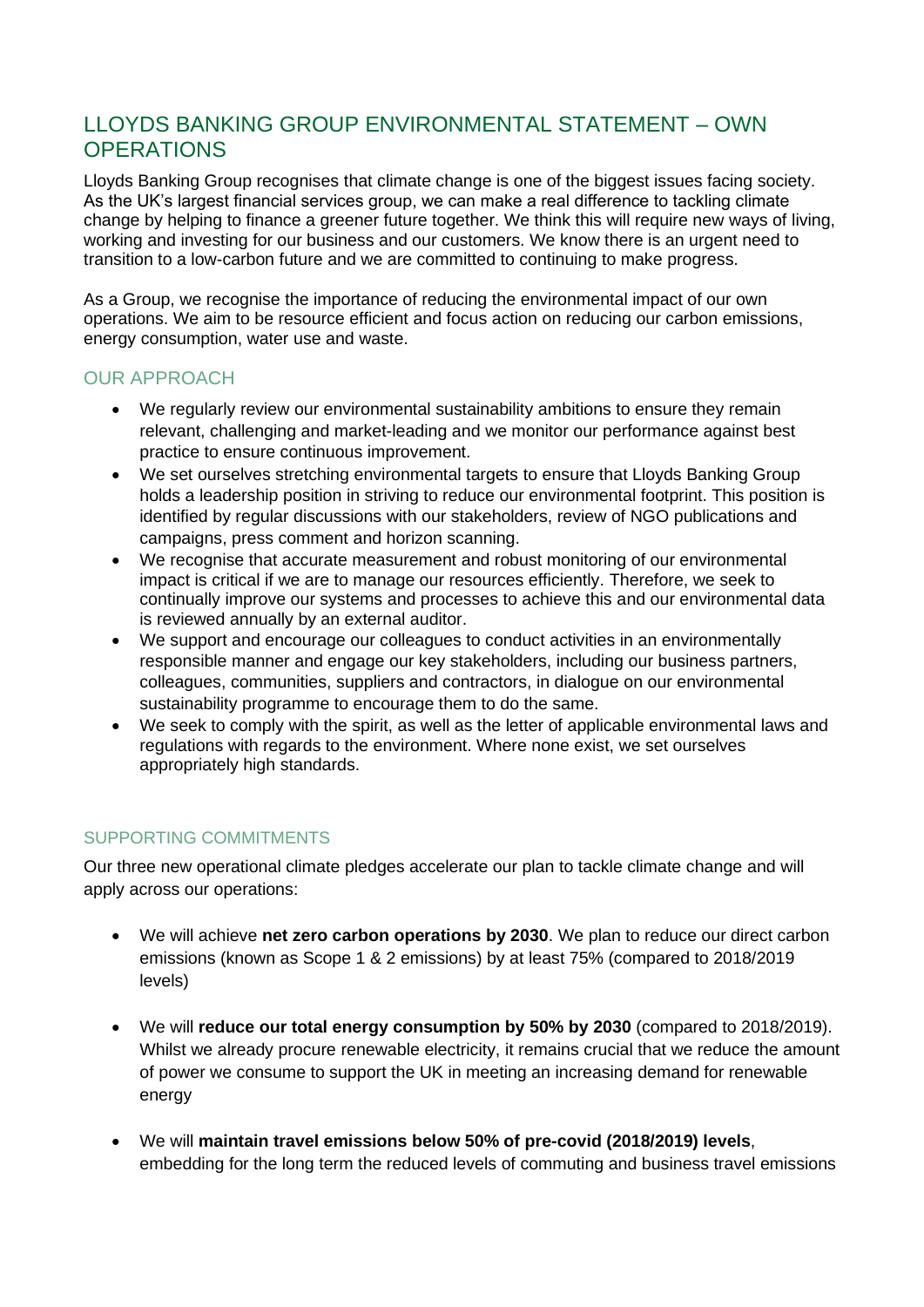# LLOYDS BANKING GROUP ENVIRONMENTAL STATEMENT – OWN OPERATIONS

Lloyds Banking Group recognises that climate change is one of the biggest issues facing society. As the UK's largest financial services group, we can make a real difference to tackling climate change by helping to finance a greener future together. We think this will require new ways of living, working and investing for our business and our customers. We know there is an urgent need to transition to a low-carbon future and we are committed to continuing to make progress.

As a Group, we recognise the importance of reducing the environmental impact of our own operations. We aim to be resource efficient and focus action on reducing our carbon emissions, energy consumption, water use and waste.

## OUR APPROACH

- We regularly review our environmental sustainability ambitions to ensure they remain relevant, challenging and market-leading and we monitor our performance against best practice to ensure continuous improvement.
- We set ourselves stretching environmental targets to ensure that Lloyds Banking Group holds a leadership position in striving to reduce our environmental footprint. This position is identified by regular discussions with our stakeholders, review of NGO publications and campaigns, press comment and horizon scanning.
- We recognise that accurate measurement and robust monitoring of our environmental impact is critical if we are to manage our resources efficiently. Therefore, we seek to continually improve our systems and processes to achieve this and our environmental data is reviewed annually by an external auditor.
- We support and encourage our colleagues to conduct activities in an environmentally responsible manner and engage our key stakeholders, including our business partners, colleagues, communities, suppliers and contractors, in dialogue on our environmental sustainability programme to encourage them to do the same.
- We seek to comply with the spirit, as well as the letter of applicable environmental laws and regulations with regards to the environment. Where none exist, we set ourselves appropriately high standards.

## SUPPORTING COMMITMENTS

Our three new operational climate pledges accelerate our plan to tackle climate change and will apply across our operations:

- We will achieve **net zero carbon operations by 2030**. We plan to reduce our direct carbon emissions (known as Scope 1 & 2 emissions) by at least 75% (compared to 2018/2019 levels)

- We will **reduce our total energy consumption by 50% by 2030** (compared to 2018/2019). Whilst we already procure renewable electricity, it remains crucial that we reduce the amount of power we consume to support the UK in meeting an increasing demand for renewable energy

- We will **maintain travel emissions below 50% of pre-covid (2018/2019) levels**, embedding for the long term the reduced levels of commuting and business travel emissions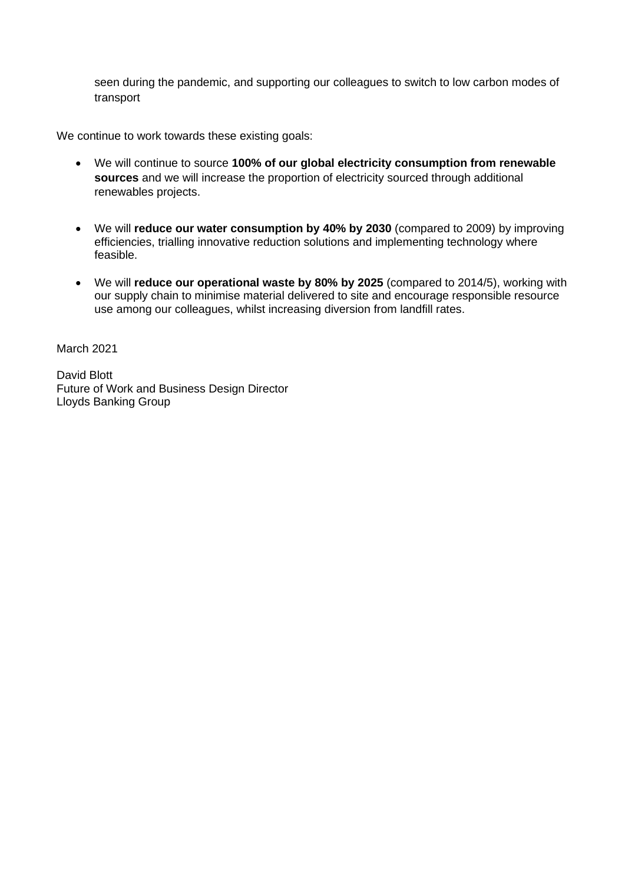seen during the pandemic, and supporting our colleagues to switch to low carbon modes of transport

We continue to work towards these existing goals:

- We will continue to source **100% of our global electricity consumption from renewable sources** and we will increase the proportion of electricity sourced through additional renewables projects.

- We will **reduce our water consumption by 40% by 2030** (compared to 2009) by improving efficiencies, trialling innovative reduction solutions and implementing technology where feasible.

- We will **reduce our operational waste by 80% by 2025** (compared to 2014/5), working with our supply chain to minimise material delivered to site and encourage responsible resource use among our colleagues, whilst increasing diversion from landfill rates.

March 2021

David Blott
Future of Work and Business Design Director
Lloyds Banking Group